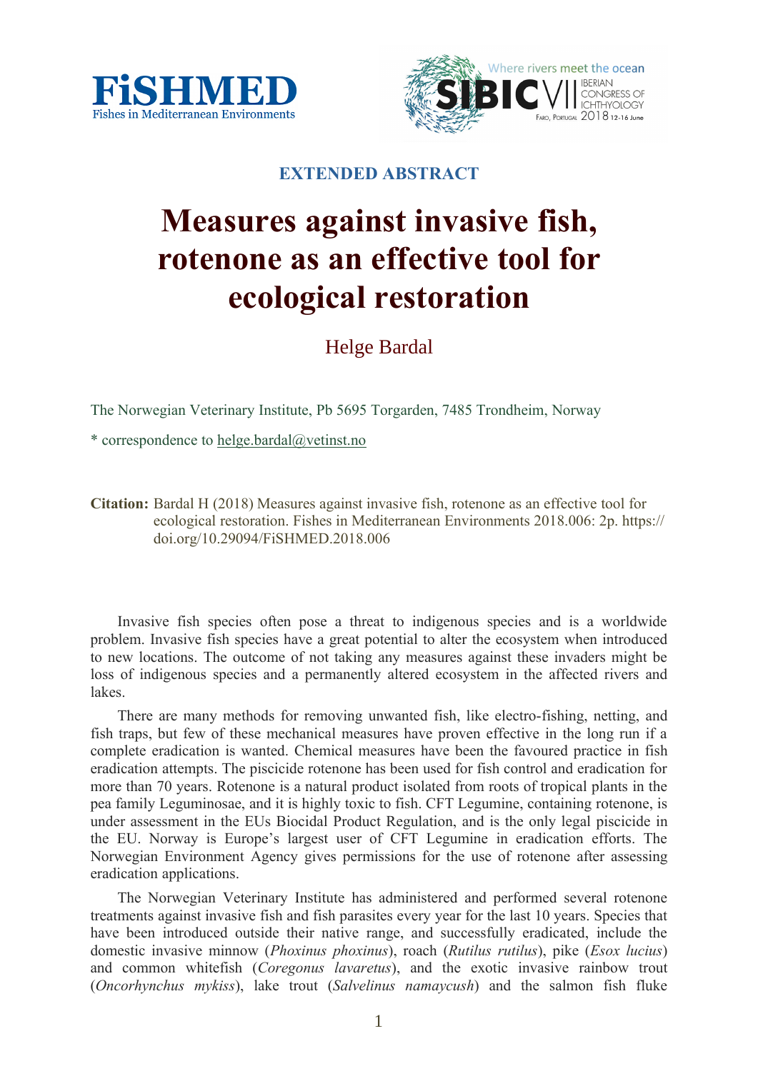**EXTENDED ABSTRACT**

# Measures against invasive fish, rotenone as an effective tool for ecological restoration

Helge Bardal

The Norwegian Veterinary Institute, Pb 5695 Torgarden, 7485 Trondheim, Norway

* correspondence to helge.bardal@vetinst.no

**Citation:** Bardal H (2018) Measures against invasive fish, rotenone as an effective tool for ecological restoration. Fishes in Mediterranean Environments 2018.006: 2p. https://doi.org/10.29094/FiSHMED.2018.006

Invasive fish species often pose a threat to indigenous species and is a worldwide problem. Invasive fish species have a great potential to alter the ecosystem when introduced to new locations. The outcome of not taking any measures against these invaders might be loss of indigenous species and a permanently altered ecosystem in the affected rivers and lakes.

There are many methods for removing unwanted fish, like electro-fishing, netting, and fish traps, but few of these mechanical measures have proven effective in the long run if a complete eradication is wanted. Chemical measures have been the favoured practice in fish eradication attempts. The piscicide rotenone has been used for fish control and eradication for more than 70 years. Rotenone is a natural product isolated from roots of tropical plants in the pea family Leguminosae, and it is highly toxic to fish. CFT Legumine, containing rotenone, is under assessment in the EUs Biocidal Product Regulation, and is the only legal piscicide in the EU. Norway is Europe's largest user of CFT Legumine in eradication efforts. The Norwegian Environment Agency gives permissions for the use of rotenone after assessing eradication applications.

The Norwegian Veterinary Institute has administered and performed several rotenone treatments against invasive fish and fish parasites every year for the last 10 years. Species that have been introduced outside their native range, and successfully eradicated, include the domestic invasive minnow (*Phoxinus phoxinus*), roach (*Rutilus rutilus*), pike (*Esox lucius*) and common whitefish (*Coregonus lavaretus*), and the exotic invasive rainbow trout (*Oncorhynchus mykiss*), lake trout (*Salvelinus namaycush*) and the salmon fish fluke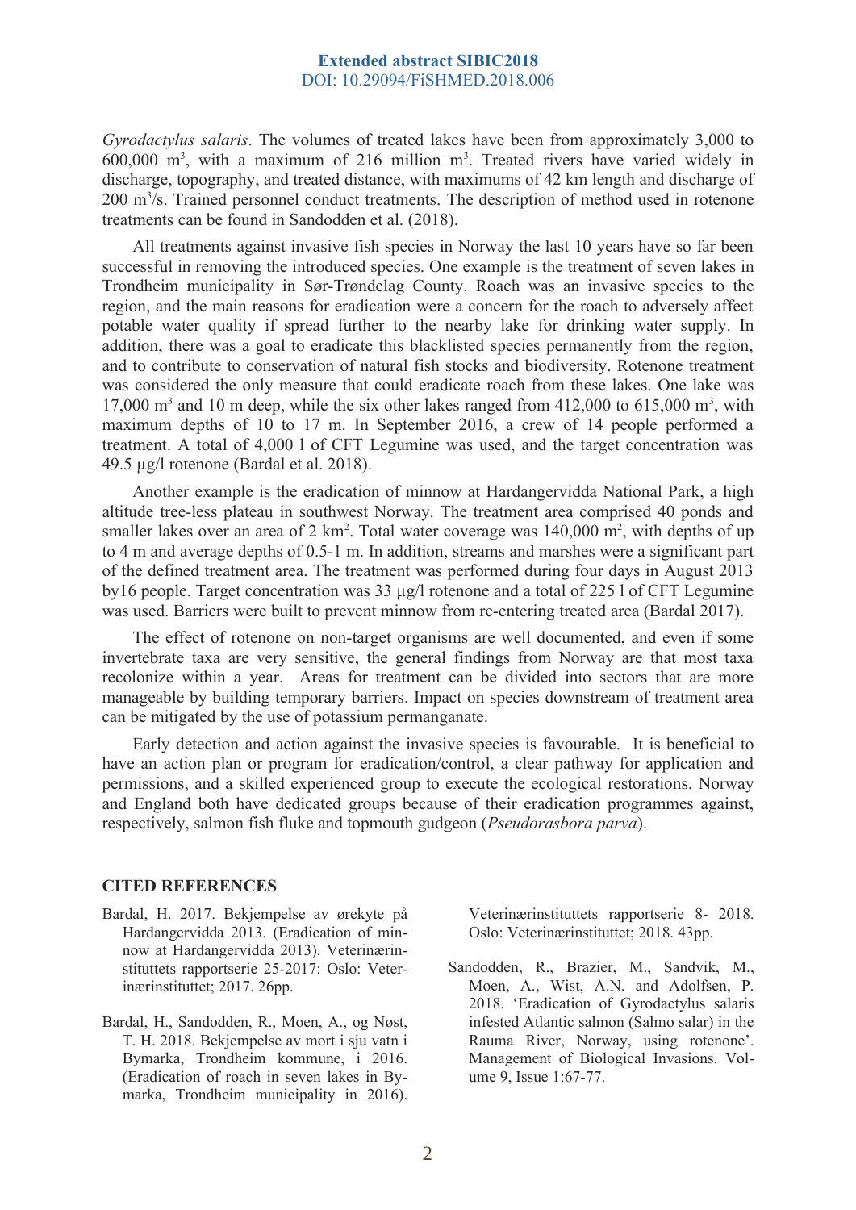*Gyrodactylus salaris*. The volumes of treated lakes have been from approximately 3,000 to 600,000 $m^3$, with a maximum of 216 million $m^3$. Treated rivers have varied widely in discharge, topography, and treated distance, with maximums of 42 km length and discharge of 200 $m^3$/s. Trained personnel conduct treatments. The description of method used in rotenone treatments can be found in Sandodden et al. (2018).

All treatments against invasive fish species in Norway the last 10 years have so far been successful in removing the introduced species. One example is the treatment of seven lakes in Trondheim municipality in Sør-Trøndelag County. Roach was an invasive species to the region, and the main reasons for eradication were a concern for the roach to adversely affect potable water quality if spread further to the nearby lake for drinking water supply. In addition, there was a goal to eradicate this blacklisted species permanently from the region, and to contribute to conservation of natural fish stocks and biodiversity. Rotenone treatment was considered the only measure that could eradicate roach from these lakes. One lake was 17,000 $m^3$ and 10 m deep, while the six other lakes ranged from 412,000 to 615,000 $m^3$, with maximum depths of 10 to 17 m. In September 2016, a crew of 14 people performed a treatment. A total of 4,000 l of CFT Legumine was used, and the target concentration was 49.5 µg/l rotenone (Bardal et al. 2018).

Another example is the eradication of minnow at Hardangervidda National Park, a high altitude tree-less plateau in southwest Norway. The treatment area comprised 40 ponds and smaller lakes over an area of 2 $km^2$. Total water coverage was 140,000 $m^2$, with depths of up to 4 m and average depths of 0.5-1 m. In addition, streams and marshes were a significant part of the defined treatment area. The treatment was performed during four days in August 2013 by16 people. Target concentration was 33 µg/l rotenone and a total of 225 l of CFT Legumine was used. Barriers were built to prevent minnow from re-entering treated area (Bardal 2017).

The effect of rotenone on non-target organisms are well documented, and even if some invertebrate taxa are very sensitive, the general findings from Norway are that most taxa recolonize within a year. Areas for treatment can be divided into sectors that are more manageable by building temporary barriers. Impact on species downstream of treatment area can be mitigated by the use of potassium permanganate.

Early detection and action against the invasive species is favourable. It is beneficial to have an action plan or program for eradication/control, a clear pathway for application and permissions, and a skilled experienced group to execute the ecological restorations. Norway and England both have dedicated groups because of their eradication programmes against, respectively, salmon fish fluke and topmouth gudgeon (*Pseudorasbora parva*).

## CITED REFERENCES

Bardal, H. 2017. Bekjempelse av ørekyte på Hardangervidda 2013. (Eradication of minnow at Hardangervidda 2013). Veterinærinstituttets rapportserie 25-2017: Oslo: Veterinærinstituttet; 2017. 26pp.

Bardal, H., Sandodden, R., Moen, A., og Nøst, T. H. 2018. Bekjempelse av mort i sju vatn i Bymarka, Trondheim kommune, i 2016. (Eradication of roach in seven lakes in Bymarka, Trondheim municipality in 2016). Veterinærinstituttets rapportserie 8- 2018. Oslo: Veterinærinstituttet; 2018. 43pp.

Sandodden, R., Brazier, M., Sandvik, M., Moen, A., Wist, A.N. and Adolfsen, P. 2018. 'Eradication of Gyrodactylus salaris infested Atlantic salmon (Salmo salar) in the Rauma River, Norway, using rotenone'. Management of Biological Invasions. Volume 9, Issue 1:67-77.